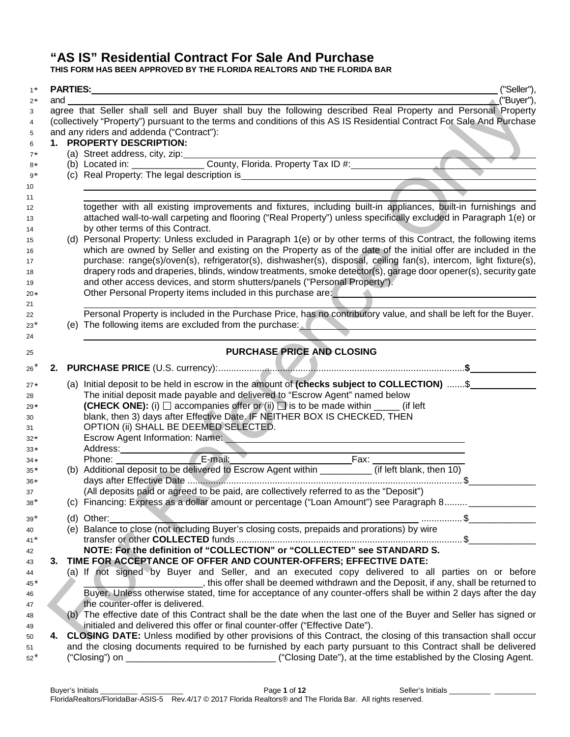# "AS IS" Residential Contract For Sale And Purchase

**THIS FORM HAS BEEN APPROVED BY THE FLORIDA REALTORS AND THE FLORIDA BAR**

**PARTIES:** ______________________________________________ ("Seller"),
and ______________________________________________ ("Buyer"),
agree that Seller shall sell and Buyer shall buy the following described Real Property and Personal Property (collectively "Property") pursuant to the terms and conditions of this AS IS Residential Contract For Sale And Purchase and any riders and addenda ("Contract"):

**1. PROPERTY DESCRIPTION:**

(a) Street address, city, zip: ______________________________________________

(b) Located in: ______________ County, Florida. Property Tax ID #: ______________________________

(c) Real Property: The legal description is ______________________________________________

______________________________________________

______________________________________________

together with all existing improvements and fixtures, including built-in appliances, built-in furnishings and attached wall-to-wall carpeting and flooring ("Real Property") unless specifically excluded in Paragraph 1(e) or by other terms of this Contract.

(d) Personal Property: Unless excluded in Paragraph 1(e) or by other terms of this Contract, the following items which are owned by Seller and existing on the Property as of the date of the initial offer are included in the purchase: range(s)/oven(s), refrigerator(s), dishwasher(s), disposal, ceiling fan(s), intercom, light fixture(s), drapery rods and draperies, blinds, window treatments, smoke detector(s), garage door opener(s), security gate and other access devices, and storm shutters/panels ("Personal Property").
Other Personal Property items included in this purchase are: ______________________________

______________________________________________

Personal Property is included in the Purchase Price, has no contributory value, and shall be left for the Buyer.

(e) The following items are excluded from the purchase: ______________________________

______________________________________________

## PURCHASE PRICE AND CLOSING

**2. PURCHASE PRICE** (U.S. currency): .................................................................... **$**______________

(a) Initial deposit to be held in escrow in the amount of **(checks subject to COLLECTION)** .......$______________
The initial deposit made payable and delivered to "Escrow Agent" named below
**(CHECK ONE):** (i) ☐ accompanies offer or (ii) ☐ is to be made within _____ (if left blank, then 3) days after Effective Date. IF NEITHER BOX IS CHECKED, THEN OPTION (ii) SHALL BE DEEMED SELECTED.
Escrow Agent Information: Name: ______________________________
Address: ______________________________
Phone: ______________ E-mail: ______________________ Fax: ______________

(b) Additional deposit to be delivered to Escrow Agent within __________ (if left blank, then 10) days after Effective Date ........................................................................................$______________
(All deposits paid or agreed to be paid, are collectively referred to as the "Deposit")

(c) Financing: Express as a dollar amount or percentage ("Loan Amount") see Paragraph 8......... ______________

(d) Other: ______________________________________________ ...............$______________

(e) Balance to close (not including Buyer's closing costs, prepaids and prorations) by wire transfer or other **COLLECTED** funds .......................................................................$______________

**NOTE: For the definition of "COLLECTION" or "COLLECTED" see STANDARD S.**

**3. TIME FOR ACCEPTANCE OF OFFER AND COUNTER-OFFERS; EFFECTIVE DATE:**

(a) If not signed by Buyer and Seller, and an executed copy delivered to all parties on or before ______________________, this offer shall be deemed withdrawn and the Deposit, if any, shall be returned to Buyer. Unless otherwise stated, time for acceptance of any counter-offers shall be within 2 days after the day the counter-offer is delivered.

(b) The effective date of this Contract shall be the date when the last one of the Buyer and Seller has signed or initialed and delivered this offer or final counter-offer ("Effective Date").

**4. CLOSING DATE:** Unless modified by other provisions of this Contract, the closing of this transaction shall occur and the closing documents required to be furnished by each party pursuant to this Contract shall be delivered ("Closing") on ____________________________ ("Closing Date"), at the time established by the Closing Agent.

Buyer's Initials _________ _________ Seller's Initials _________ _________

FloridaRealtors/FloridaBar-ASIS-5 Rev.4/17 © 2017 Florida Realtors® and The Florida Bar. All rights reserved.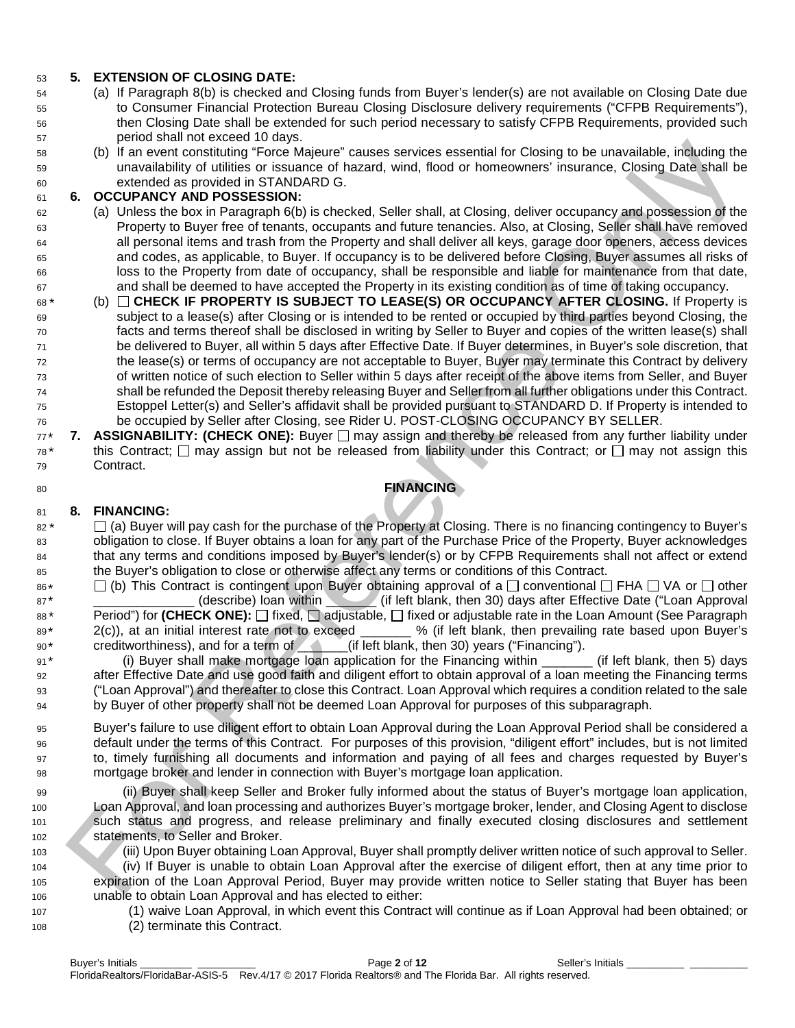**5. EXTENSION OF CLOSING DATE:**

(a) If Paragraph 8(b) is checked and Closing funds from Buyer's lender(s) are not available on Closing Date due to Consumer Financial Protection Bureau Closing Disclosure delivery requirements ("CFPB Requirements"), then Closing Date shall be extended for such period necessary to satisfy CFPB Requirements, provided such period shall not exceed 10 days.

(b) If an event constituting "Force Majeure" causes services essential for Closing to be unavailable, including the unavailability of utilities or issuance of hazard, wind, flood or homeowners' insurance, Closing Date shall be extended as provided in STANDARD G.

**6. OCCUPANCY AND POSSESSION:**

(a) Unless the box in Paragraph 6(b) is checked, Seller shall, at Closing, deliver occupancy and possession of the Property to Buyer free of tenants, occupants and future tenancies. Also, at Closing, Seller shall have removed all personal items and trash from the Property and shall deliver all keys, garage door openers, access devices and codes, as applicable, to Buyer. If occupancy is to be delivered before Closing, Buyer assumes all risks of loss to the Property from date of occupancy, shall be responsible and liable for maintenance from that date, and shall be deemed to have accepted the Property in its existing condition as of time of taking occupancy.

(b) ☐ **CHECK IF PROPERTY IS SUBJECT TO LEASE(S) OR OCCUPANCY AFTER CLOSING.** If Property is subject to a lease(s) after Closing or is intended to be rented or occupied by third parties beyond Closing, the facts and terms thereof shall be disclosed in writing by Seller to Buyer and copies of the written lease(s) shall be delivered to Buyer, all within 5 days after Effective Date. If Buyer determines, in Buyer's sole discretion, that the lease(s) or terms of occupancy are not acceptable to Buyer, Buyer may terminate this Contract by delivery of written notice of such election to Seller within 5 days after receipt of the above items from Seller, and Buyer shall be refunded the Deposit thereby releasing Buyer and Seller from all further obligations under this Contract. Estoppel Letter(s) and Seller's affidavit shall be provided pursuant to STANDARD D. If Property is intended to be occupied by Seller after Closing, see Rider U. POST-CLOSING OCCUPANCY BY SELLER.

**7. ASSIGNABILITY: (CHECK ONE):** Buyer ☐ may assign and thereby be released from any further liability under this Contract; ☐ may assign but not be released from liability under this Contract; or ☐ may not assign this Contract.

## FINANCING

**8. FINANCING:**

☐ (a) Buyer will pay cash for the purchase of the Property at Closing. There is no financing contingency to Buyer's obligation to close. If Buyer obtains a loan for any part of the Purchase Price of the Property, Buyer acknowledges that any terms and conditions imposed by Buyer's lender(s) or by CFPB Requirements shall not affect or extend the Buyer's obligation to close or otherwise affect any terms or conditions of this Contract.

☐ (b) This Contract is contingent upon Buyer obtaining approval of a ☐ conventional ☐ FHA ☐ VA or ☐ other \_\_\_\_\_\_\_\_\_\_\_\_\_\_ (describe) loan within \_\_\_\_\_\_\_ (if left blank, then 30) days after Effective Date ("Loan Approval Period") for **(CHECK ONE):** ☐ fixed, ☐ adjustable, ☐ fixed or adjustable rate in the Loan Amount (See Paragraph 2(c)), at an initial interest rate not to exceed \_\_\_\_\_\_\_ % (if left blank, then prevailing rate based upon Buyer's creditworthiness), and for a term of \_\_\_\_\_\_\_(if left blank, then 30) years ("Financing").

(i) Buyer shall make mortgage loan application for the Financing within \_\_\_\_\_\_\_ (if left blank, then 5) days after Effective Date and use good faith and diligent effort to obtain approval of a loan meeting the Financing terms ("Loan Approval") and thereafter to close this Contract. Loan Approval which requires a condition related to the sale by Buyer of other property shall not be deemed Loan Approval for purposes of this subparagraph.

Buyer's failure to use diligent effort to obtain Loan Approval during the Loan Approval Period shall be considered a default under the terms of this Contract. For purposes of this provision, "diligent effort" includes, but is not limited to, timely furnishing all documents and information and paying of all fees and charges requested by Buyer's mortgage broker and lender in connection with Buyer's mortgage loan application.

(ii) Buyer shall keep Seller and Broker fully informed about the status of Buyer's mortgage loan application, Loan Approval, and loan processing and authorizes Buyer's mortgage broker, lender, and Closing Agent to disclose such status and progress, and release preliminary and finally executed closing disclosures and settlement statements, to Seller and Broker.

(iii) Upon Buyer obtaining Loan Approval, Buyer shall promptly deliver written notice of such approval to Seller.

(iv) If Buyer is unable to obtain Loan Approval after the exercise of diligent effort, then at any time prior to expiration of the Loan Approval Period, Buyer may provide written notice to Seller stating that Buyer has been unable to obtain Loan Approval and has elected to either:

(1) waive Loan Approval, in which event this Contract will continue as if Loan Approval had been obtained; or

(2) terminate this Contract.

Buyer's Initials \_\_\_\_\_\_\_\_\_ \_\_\_\_\_\_\_\_\_ Seller's Initials \_\_\_\_\_\_\_\_\_ \_\_\_\_\_\_\_\_\_

FloridaRealtors/FloridaBar-ASIS-5 Rev.4/17 © 2017 Florida Realtors® and The Florida Bar. All rights reserved.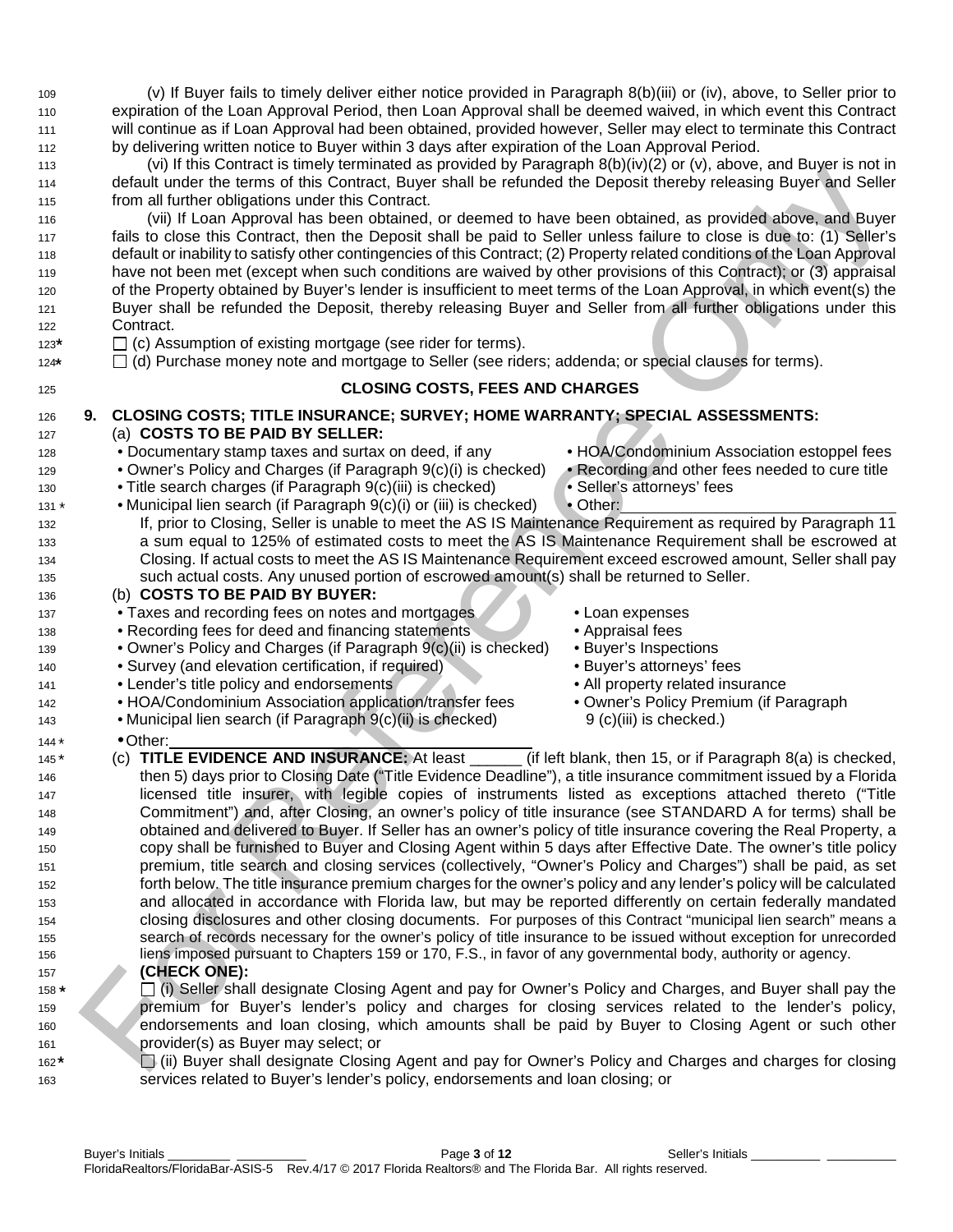(v) If Buyer fails to timely deliver either notice provided in Paragraph 8(b)(iii) or (iv), above, to Seller prior to expiration of the Loan Approval Period, then Loan Approval shall be deemed waived, in which event this Contract will continue as if Loan Approval had been obtained, provided however, Seller may elect to terminate this Contract by delivering written notice to Buyer within 3 days after expiration of the Loan Approval Period.

(vi) If this Contract is timely terminated as provided by Paragraph 8(b)(iv)(2) or (v), above, and Buyer is not in default under the terms of this Contract, Buyer shall be refunded the Deposit thereby releasing Buyer and Seller from all further obligations under this Contract.

(vii) If Loan Approval has been obtained, or deemed to have been obtained, as provided above, and Buyer fails to close this Contract, then the Deposit shall be paid to Seller unless failure to close is due to: (1) Seller's default or inability to satisfy other contingencies of this Contract; (2) Property related conditions of the Loan Approval have not been met (except when such conditions are waived by other provisions of this Contract); or (3) appraisal of the Property obtained by Buyer's lender is insufficient to meet terms of the Loan Approval, in which event(s) the Buyer shall be refunded the Deposit, thereby releasing Buyer and Seller from all further obligations under this Contract.

☐ (c) Assumption of existing mortgage (see rider for terms).

☐ (d) Purchase money note and mortgage to Seller (see riders; addenda; or special clauses for terms).

## CLOSING COSTS, FEES AND CHARGES

**9. CLOSING COSTS; TITLE INSURANCE; SURVEY; HOME WARRANTY; SPECIAL ASSESSMENTS:**

(a) **COSTS TO BE PAID BY SELLER:**

- Documentary stamp taxes and surtax on deed, if any
- Owner's Policy and Charges (if Paragraph 9(c)(i) is checked)
- Title search charges (if Paragraph 9(c)(iii) is checked)
- Municipal lien search (if Paragraph 9(c)(i) or (iii) is checked)
- HOA/Condominium Association estoppel fees
- Recording and other fees needed to cure title
- Seller's attorneys' fees
- Other: ______________________

If, prior to Closing, Seller is unable to meet the AS IS Maintenance Requirement as required by Paragraph 11 a sum equal to 125% of estimated costs to meet the AS IS Maintenance Requirement shall be escrowed at Closing. If actual costs to meet the AS IS Maintenance Requirement exceed escrowed amount, Seller shall pay such actual costs. Any unused portion of escrowed amount(s) shall be returned to Seller.

(b) **COSTS TO BE PAID BY BUYER:**

- Taxes and recording fees on notes and mortgages
- Recording fees for deed and financing statements
- Owner's Policy and Charges (if Paragraph 9(c)(ii) is checked)
- Survey (and elevation certification, if required)
- Lender's title policy and endorsements
- HOA/Condominium Association application/transfer fees
- Municipal lien search (if Paragraph 9(c)(ii) is checked)
- Loan expenses
- Appraisal fees
- Buyer's Inspections
- Buyer's attorneys' fees
- All property related insurance
- Owner's Policy Premium (if Paragraph 9 (c)(iii) is checked.)
- Other: ______________________

(c) **TITLE EVIDENCE AND INSURANCE:** At least ______ (if left blank, then 15, or if Paragraph 8(a) is checked, then 5) days prior to Closing Date ("Title Evidence Deadline"), a title insurance commitment issued by a Florida licensed title insurer, with legible copies of instruments listed as exceptions attached thereto ("Title Commitment") and, after Closing, an owner's policy of title insurance (see STANDARD A for terms) shall be obtained and delivered to Buyer. If Seller has an owner's policy of title insurance covering the Real Property, a copy shall be furnished to Buyer and Closing Agent within 5 days after Effective Date. The owner's title policy premium, title search and closing services (collectively, "Owner's Policy and Charges") shall be paid, as set forth below. The title insurance premium charges for the owner's policy and any lender's policy will be calculated and allocated in accordance with Florida law, but may be reported differently on certain federally mandated closing disclosures and other closing documents. For purposes of this Contract "municipal lien search" means a search of records necessary for the owner's policy of title insurance to be issued without exception for unrecorded liens imposed pursuant to Chapters 159 or 170, F.S., in favor of any governmental body, authority or agency.

**(CHECK ONE):**

☐ (i) Seller shall designate Closing Agent and pay for Owner's Policy and Charges, and Buyer shall pay the premium for Buyer's lender's policy and charges for closing services related to the lender's policy, endorsements and loan closing, which amounts shall be paid by Buyer to Closing Agent or such other provider(s) as Buyer may select; or

☐ (ii) Buyer shall designate Closing Agent and pay for Owner's Policy and Charges and charges for closing services related to Buyer's lender's policy, endorsements and loan closing; or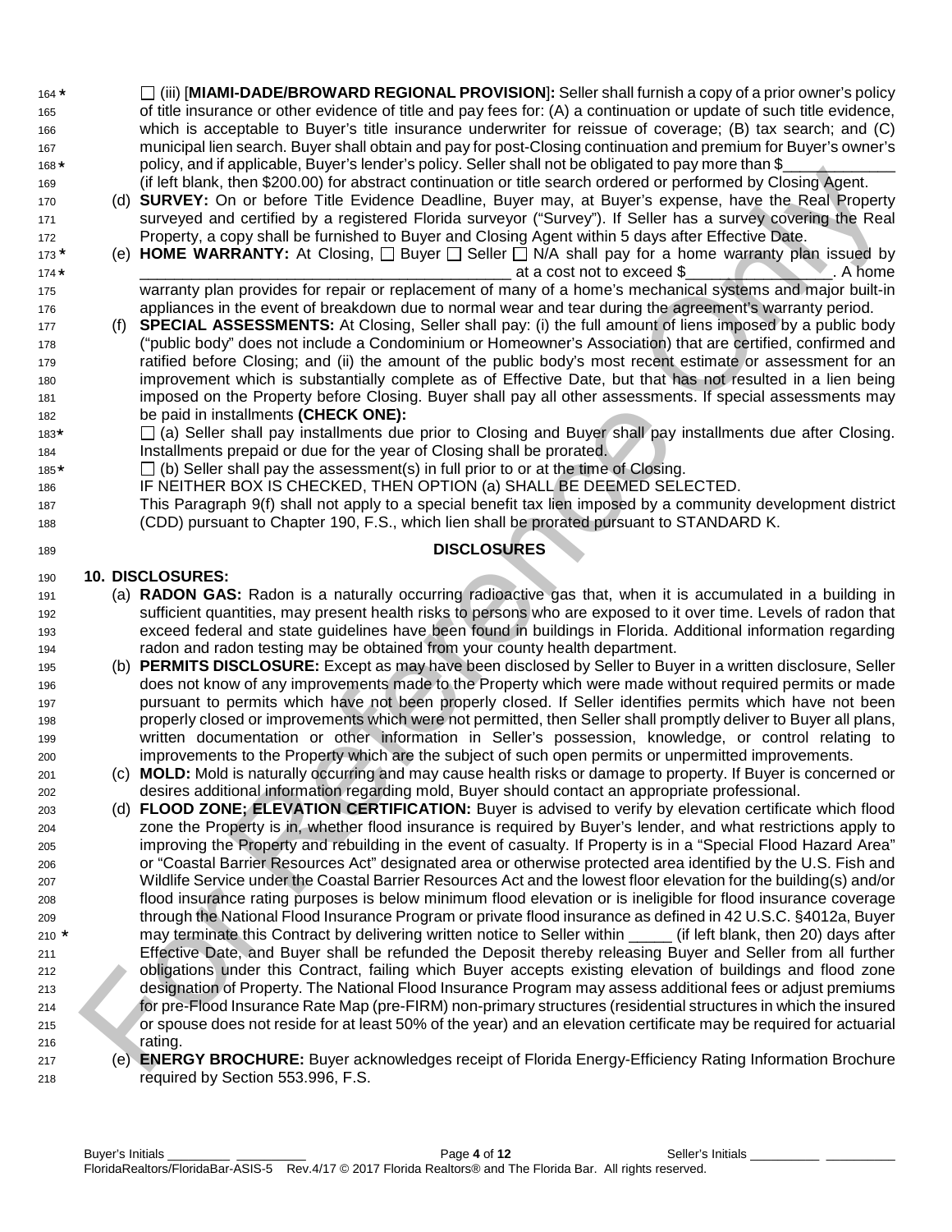☐ (iii) [**MIAMI-DADE/BROWARD REGIONAL PROVISION**]**:** Seller shall furnish a copy of a prior owner's policy of title insurance or other evidence of title and pay fees for: (A) a continuation or update of such title evidence, which is acceptable to Buyer's title insurance underwriter for reissue of coverage; (B) tax search; and (C) municipal lien search. Buyer shall obtain and pay for post-Closing continuation and premium for Buyer's owner's policy, and if applicable, Buyer's lender's policy. Seller shall not be obligated to pay more than $\_\_\_\_\_\_\_\_\_\_\_\_\_ (if left blank, then $200.00) for abstract continuation or title search ordered or performed by Closing Agent.

(d) **SURVEY:** On or before Title Evidence Deadline, Buyer may, at Buyer's expense, have the Real Property surveyed and certified by a registered Florida surveyor ("Survey"). If Seller has a survey covering the Real Property, a copy shall be furnished to Buyer and Closing Agent within 5 days after Effective Date.

(e) **HOME WARRANTY:** At Closing, ☐ Buyer ☐ Seller ☐ N/A shall pay for a home warranty plan issued by \_\_\_\_\_\_\_\_\_\_\_\_\_\_\_\_\_\_\_\_\_\_\_\_\_\_\_\_\_\_\_\_\_\_\_\_\_\_\_\_\_\_\_\_ at a cost not to exceed $\_\_\_\_\_\_\_\_\_\_\_\_\_\_\_\_\_. A home warranty plan provides for repair or replacement of many of a home's mechanical systems and major built-in appliances in the event of breakdown due to normal wear and tear during the agreement's warranty period.

(f) **SPECIAL ASSESSMENTS:** At Closing, Seller shall pay: (i) the full amount of liens imposed by a public body ("public body" does not include a Condominium or Homeowner's Association) that are certified, confirmed and ratified before Closing; and (ii) the amount of the public body's most recent estimate or assessment for an improvement which is substantially complete as of Effective Date, but that has not resulted in a lien being imposed on the Property before Closing. Buyer shall pay all other assessments. If special assessments may be paid in installments **(CHECK ONE):**

☐ (a) Seller shall pay installments due prior to Closing and Buyer shall pay installments due after Closing. Installments prepaid or due for the year of Closing shall be prorated.

☐ (b) Seller shall pay the assessment(s) in full prior to or at the time of Closing.

IF NEITHER BOX IS CHECKED, THEN OPTION (a) SHALL BE DEEMED SELECTED.

This Paragraph 9(f) shall not apply to a special benefit tax lien imposed by a community development district (CDD) pursuant to Chapter 190, F.S., which lien shall be prorated pursuant to STANDARD K.

## DISCLOSURES

**10. DISCLOSURES:**

(a) **RADON GAS:** Radon is a naturally occurring radioactive gas that, when it is accumulated in a building in sufficient quantities, may present health risks to persons who are exposed to it over time. Levels of radon that exceed federal and state guidelines have been found in buildings in Florida. Additional information regarding radon and radon testing may be obtained from your county health department.

(b) **PERMITS DISCLOSURE:** Except as may have been disclosed by Seller to Buyer in a written disclosure, Seller does not know of any improvements made to the Property which were made without required permits or made pursuant to permits which have not been properly closed. If Seller identifies permits which have not been properly closed or improvements which were not permitted, then Seller shall promptly deliver to Buyer all plans, written documentation or other information in Seller's possession, knowledge, or control relating to improvements to the Property which are the subject of such open permits or unpermitted improvements.

(c) **MOLD:** Mold is naturally occurring and may cause health risks or damage to property. If Buyer is concerned or desires additional information regarding mold, Buyer should contact an appropriate professional.

(d) **FLOOD ZONE; ELEVATION CERTIFICATION:** Buyer is advised to verify by elevation certificate which flood zone the Property is in, whether flood insurance is required by Buyer's lender, and what restrictions apply to improving the Property and rebuilding in the event of casualty. If Property is in a "Special Flood Hazard Area" or "Coastal Barrier Resources Act" designated area or otherwise protected area identified by the U.S. Fish and Wildlife Service under the Coastal Barrier Resources Act and the lowest floor elevation for the building(s) and/or flood insurance rating purposes is below minimum flood elevation or is ineligible for flood insurance coverage through the National Flood Insurance Program or private flood insurance as defined in 42 U.S.C. §4012a, Buyer may terminate this Contract by delivering written notice to Seller within \_\_\_\_\_ (if left blank, then 20) days after Effective Date, and Buyer shall be refunded the Deposit thereby releasing Buyer and Seller from all further obligations under this Contract, failing which Buyer accepts existing elevation of buildings and flood zone designation of Property. The National Flood Insurance Program may assess additional fees or adjust premiums for pre-Flood Insurance Rate Map (pre-FIRM) non-primary structures (residential structures in which the insured or spouse does not reside for at least 50% of the year) and an elevation certificate may be required for actuarial rating.

(e) **ENERGY BROCHURE:** Buyer acknowledges receipt of Florida Energy-Efficiency Rating Information Brochure required by Section 553.996, F.S.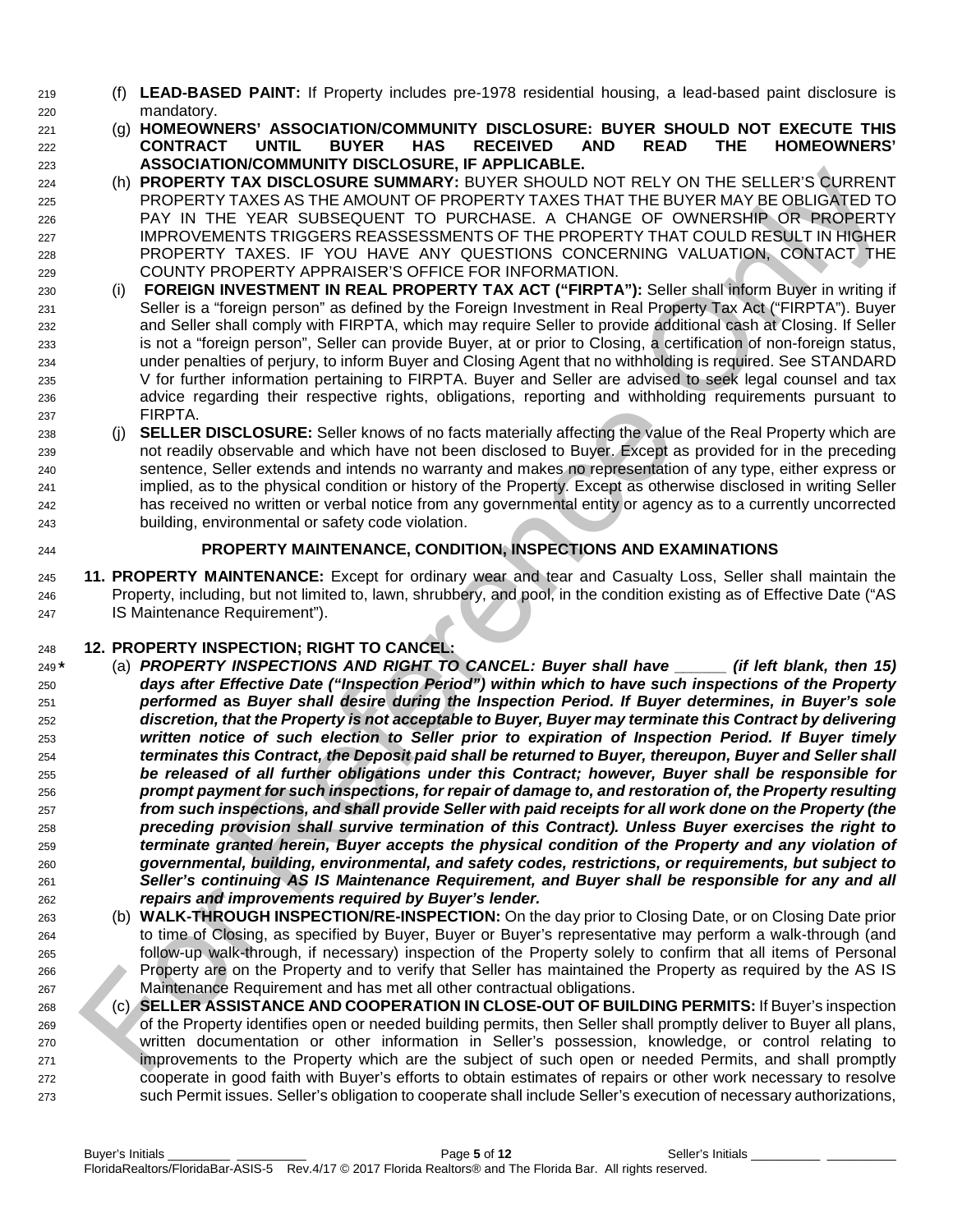(f) **LEAD-BASED PAINT:** If Property includes pre-1978 residential housing, a lead-based paint disclosure is mandatory.

(g) **HOMEOWNERS' ASSOCIATION/COMMUNITY DISCLOSURE: BUYER SHOULD NOT EXECUTE THIS CONTRACT UNTIL BUYER HAS RECEIVED AND READ THE HOMEOWNERS' ASSOCIATION/COMMUNITY DISCLOSURE, IF APPLICABLE.**

(h) **PROPERTY TAX DISCLOSURE SUMMARY:** BUYER SHOULD NOT RELY ON THE SELLER'S CURRENT PROPERTY TAXES AS THE AMOUNT OF PROPERTY TAXES THAT THE BUYER MAY BE OBLIGATED TO PAY IN THE YEAR SUBSEQUENT TO PURCHASE. A CHANGE OF OWNERSHIP OR PROPERTY IMPROVEMENTS TRIGGERS REASSESSMENTS OF THE PROPERTY THAT COULD RESULT IN HIGHER PROPERTY TAXES. IF YOU HAVE ANY QUESTIONS CONCERNING VALUATION, CONTACT THE COUNTY PROPERTY APPRAISER'S OFFICE FOR INFORMATION.

(i) **FOREIGN INVESTMENT IN REAL PROPERTY TAX ACT ("FIRPTA"):** Seller shall inform Buyer in writing if Seller is a "foreign person" as defined by the Foreign Investment in Real Property Tax Act ("FIRPTA"). Buyer and Seller shall comply with FIRPTA, which may require Seller to provide additional cash at Closing. If Seller is not a "foreign person", Seller can provide Buyer, at or prior to Closing, a certification of non-foreign status, under penalties of perjury, to inform Buyer and Closing Agent that no withholding is required. See STANDARD V for further information pertaining to FIRPTA. Buyer and Seller are advised to seek legal counsel and tax advice regarding their respective rights, obligations, reporting and withholding requirements pursuant to FIRPTA.

(j) **SELLER DISCLOSURE:** Seller knows of no facts materially affecting the value of the Real Property which are not readily observable and which have not been disclosed to Buyer. Except as provided for in the preceding sentence, Seller extends and intends no warranty and makes no representation of any type, either express or implied, as to the physical condition or history of the Property. Except as otherwise disclosed in writing Seller has received no written or verbal notice from any governmental entity or agency as to a currently uncorrected building, environmental or safety code violation.

## PROPERTY MAINTENANCE, CONDITION, INSPECTIONS AND EXAMINATIONS

**11. PROPERTY MAINTENANCE:** Except for ordinary wear and tear and Casualty Loss, Seller shall maintain the Property, including, but not limited to, lawn, shrubbery, and pool, in the condition existing as of Effective Date ("AS IS Maintenance Requirement").

**12. PROPERTY INSPECTION; RIGHT TO CANCEL:**

\* (a) ***PROPERTY INSPECTIONS AND RIGHT TO CANCEL: Buyer shall have ______ (if left blank, then 15) days after Effective Date ("Inspection Period") within which to have such inspections of the Property performed as Buyer shall desire during the Inspection Period. If Buyer determines, in Buyer's sole discretion, that the Property is not acceptable to Buyer, Buyer may terminate this Contract by delivering written notice of such election to Seller prior to expiration of Inspection Period. If Buyer timely terminates this Contract, the Deposit paid shall be returned to Buyer, thereupon, Buyer and Seller shall be released of all further obligations under this Contract; however, Buyer shall be responsible for prompt payment for such inspections, for repair of damage to, and restoration of, the Property resulting from such inspections, and shall provide Seller with paid receipts for all work done on the Property (the preceding provision shall survive termination of this Contract). Unless Buyer exercises the right to terminate granted herein, Buyer accepts the physical condition of the Property and any violation of governmental, building, environmental, and safety codes, restrictions, or requirements, but subject to Seller's continuing AS IS Maintenance Requirement, and Buyer shall be responsible for any and all repairs and improvements required by Buyer's lender.***

(b) **WALK-THROUGH INSPECTION/RE-INSPECTION:** On the day prior to Closing Date, or on Closing Date prior to time of Closing, as specified by Buyer, Buyer or Buyer's representative may perform a walk-through (and follow-up walk-through, if necessary) inspection of the Property solely to confirm that all items of Personal Property are on the Property and to verify that Seller has maintained the Property as required by the AS IS Maintenance Requirement and has met all other contractual obligations.

(c) **SELLER ASSISTANCE AND COOPERATION IN CLOSE-OUT OF BUILDING PERMITS:** If Buyer's inspection of the Property identifies open or needed building permits, then Seller shall promptly deliver to Buyer all plans, written documentation or other information in Seller's possession, knowledge, or control relating to improvements to the Property which are the subject of such open or needed Permits, and shall promptly cooperate in good faith with Buyer's efforts to obtain estimates of repairs or other work necessary to resolve such Permit issues. Seller's obligation to cooperate shall include Seller's execution of necessary authorizations,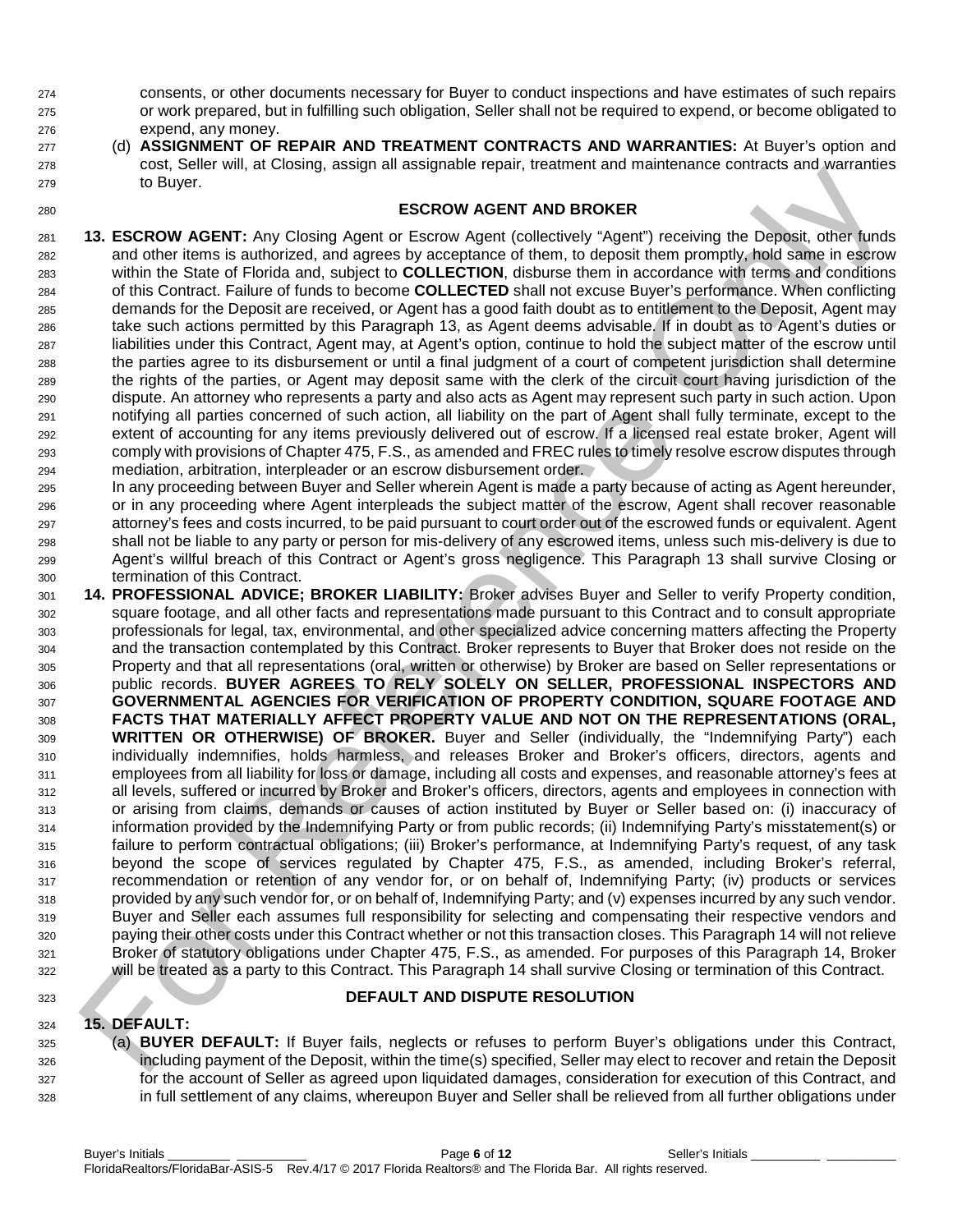consents, or other documents necessary for Buyer to conduct inspections and have estimates of such repairs or work prepared, but in fulfilling such obligation, Seller shall not be required to expend, or become obligated to expend, any money.

(d) **ASSIGNMENT OF REPAIR AND TREATMENT CONTRACTS AND WARRANTIES:** At Buyer's option and cost, Seller will, at Closing, assign all assignable repair, treatment and maintenance contracts and warranties to Buyer.

## ESCROW AGENT AND BROKER

**13. ESCROW AGENT:** Any Closing Agent or Escrow Agent (collectively "Agent") receiving the Deposit, other funds and other items is authorized, and agrees by acceptance of them, to deposit them promptly, hold same in escrow within the State of Florida and, subject to **COLLECTION**, disburse them in accordance with terms and conditions of this Contract. Failure of funds to become **COLLECTED** shall not excuse Buyer's performance. When conflicting demands for the Deposit are received, or Agent has a good faith doubt as to entitlement to the Deposit, Agent may take such actions permitted by this Paragraph 13, as Agent deems advisable. If in doubt as to Agent's duties or liabilities under this Contract, Agent may, at Agent's option, continue to hold the subject matter of the escrow until the parties agree to its disbursement or until a final judgment of a court of competent jurisdiction shall determine the rights of the parties, or Agent may deposit same with the clerk of the circuit court having jurisdiction of the dispute. An attorney who represents a party and also acts as Agent may represent such party in such action. Upon notifying all parties concerned of such action, all liability on the part of Agent shall fully terminate, except to the extent of accounting for any items previously delivered out of escrow. If a licensed real estate broker, Agent will comply with provisions of Chapter 475, F.S., as amended and FREC rules to timely resolve escrow disputes through mediation, arbitration, interpleader or an escrow disbursement order.

In any proceeding between Buyer and Seller wherein Agent is made a party because of acting as Agent hereunder, or in any proceeding where Agent interpleads the subject matter of the escrow, Agent shall recover reasonable attorney's fees and costs incurred, to be paid pursuant to court order out of the escrowed funds or equivalent. Agent shall not be liable to any party or person for mis-delivery of any escrowed items, unless such mis-delivery is due to Agent's willful breach of this Contract or Agent's gross negligence. This Paragraph 13 shall survive Closing or termination of this Contract.

**14. PROFESSIONAL ADVICE; BROKER LIABILITY:** Broker advises Buyer and Seller to verify Property condition, square footage, and all other facts and representations made pursuant to this Contract and to consult appropriate professionals for legal, tax, environmental, and other specialized advice concerning matters affecting the Property and the transaction contemplated by this Contract. Broker represents to Buyer that Broker does not reside on the Property and that all representations (oral, written or otherwise) by Broker are based on Seller representations or public records. **BUYER AGREES TO RELY SOLELY ON SELLER, PROFESSIONAL INSPECTORS AND GOVERNMENTAL AGENCIES FOR VERIFICATION OF PROPERTY CONDITION, SQUARE FOOTAGE AND FACTS THAT MATERIALLY AFFECT PROPERTY VALUE AND NOT ON THE REPRESENTATIONS (ORAL, WRITTEN OR OTHERWISE) OF BROKER.** Buyer and Seller (individually, the "Indemnifying Party") each individually indemnifies, holds harmless, and releases Broker and Broker's officers, directors, agents and employees from all liability for loss or damage, including all costs and expenses, and reasonable attorney's fees at all levels, suffered or incurred by Broker and Broker's officers, directors, agents and employees in connection with or arising from claims, demands or causes of action instituted by Buyer or Seller based on: (i) inaccuracy of information provided by the Indemnifying Party or from public records; (ii) Indemnifying Party's misstatement(s) or failure to perform contractual obligations; (iii) Broker's performance, at Indemnifying Party's request, of any task beyond the scope of services regulated by Chapter 475, F.S., as amended, including Broker's referral, recommendation or retention of any vendor for, or on behalf of, Indemnifying Party; (iv) products or services provided by any such vendor for, or on behalf of, Indemnifying Party; and (v) expenses incurred by any such vendor. Buyer and Seller each assumes full responsibility for selecting and compensating their respective vendors and paying their other costs under this Contract whether or not this transaction closes. This Paragraph 14 will not relieve Broker of statutory obligations under Chapter 475, F.S., as amended. For purposes of this Paragraph 14, Broker will be treated as a party to this Contract. This Paragraph 14 shall survive Closing or termination of this Contract.

## DEFAULT AND DISPUTE RESOLUTION

**15. DEFAULT:**

(a) **BUYER DEFAULT:** If Buyer fails, neglects or refuses to perform Buyer's obligations under this Contract, including payment of the Deposit, within the time(s) specified, Seller may elect to recover and retain the Deposit for the account of Seller as agreed upon liquidated damages, consideration for execution of this Contract, and in full settlement of any claims, whereupon Buyer and Seller shall be relieved from all further obligations under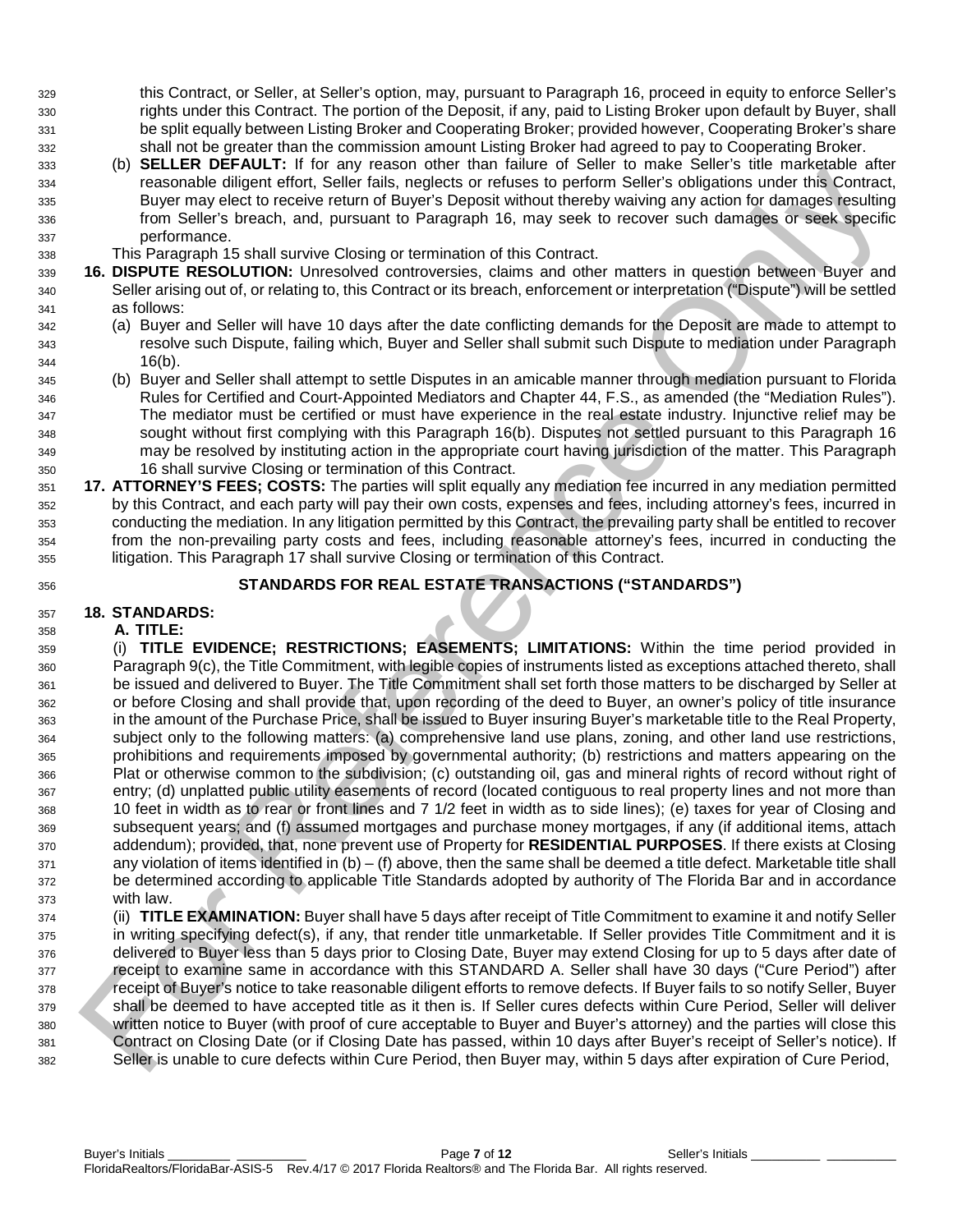this Contract, or Seller, at Seller's option, may, pursuant to Paragraph 16, proceed in equity to enforce Seller's rights under this Contract. The portion of the Deposit, if any, paid to Listing Broker upon default by Buyer, shall be split equally between Listing Broker and Cooperating Broker; provided however, Cooperating Broker's share shall not be greater than the commission amount Listing Broker had agreed to pay to Cooperating Broker.

(b) **SELLER DEFAULT:** If for any reason other than failure of Seller to make Seller's title marketable after reasonable diligent effort, Seller fails, neglects or refuses to perform Seller's obligations under this Contract, Buyer may elect to receive return of Buyer's Deposit without thereby waiving any action for damages resulting from Seller's breach, and, pursuant to Paragraph 16, may seek to recover such damages or seek specific performance.

This Paragraph 15 shall survive Closing or termination of this Contract.

**16. DISPUTE RESOLUTION:** Unresolved controversies, claims and other matters in question between Buyer and Seller arising out of, or relating to, this Contract or its breach, enforcement or interpretation ("Dispute") will be settled as follows:

(a) Buyer and Seller will have 10 days after the date conflicting demands for the Deposit are made to attempt to resolve such Dispute, failing which, Buyer and Seller shall submit such Dispute to mediation under Paragraph 16(b).

(b) Buyer and Seller shall attempt to settle Disputes in an amicable manner through mediation pursuant to Florida Rules for Certified and Court-Appointed Mediators and Chapter 44, F.S., as amended (the "Mediation Rules"). The mediator must be certified or must have experience in the real estate industry. Injunctive relief may be sought without first complying with this Paragraph 16(b). Disputes not settled pursuant to this Paragraph 16 may be resolved by instituting action in the appropriate court having jurisdiction of the matter. This Paragraph 16 shall survive Closing or termination of this Contract.

**17. ATTORNEY'S FEES; COSTS:** The parties will split equally any mediation fee incurred in any mediation permitted by this Contract, and each party will pay their own costs, expenses and fees, including attorney's fees, incurred in conducting the mediation. In any litigation permitted by this Contract, the prevailing party shall be entitled to recover from the non-prevailing party costs and fees, including reasonable attorney's fees, incurred in conducting the litigation. This Paragraph 17 shall survive Closing or termination of this Contract.

## STANDARDS FOR REAL ESTATE TRANSACTIONS ("STANDARDS")

**18. STANDARDS:**

**A. TITLE:**

(i) **TITLE EVIDENCE; RESTRICTIONS; EASEMENTS; LIMITATIONS:** Within the time period provided in Paragraph 9(c), the Title Commitment, with legible copies of instruments listed as exceptions attached thereto, shall be issued and delivered to Buyer. The Title Commitment shall set forth those matters to be discharged by Seller at or before Closing and shall provide that, upon recording of the deed to Buyer, an owner's policy of title insurance in the amount of the Purchase Price, shall be issued to Buyer insuring Buyer's marketable title to the Real Property, subject only to the following matters: (a) comprehensive land use plans, zoning, and other land use restrictions, prohibitions and requirements imposed by governmental authority; (b) restrictions and matters appearing on the Plat or otherwise common to the subdivision; (c) outstanding oil, gas and mineral rights of record without right of entry; (d) unplatted public utility easements of record (located contiguous to real property lines and not more than 10 feet in width as to rear or front lines and 7 1/2 feet in width as to side lines); (e) taxes for year of Closing and subsequent years; and (f) assumed mortgages and purchase money mortgages, if any (if additional items, attach addendum); provided, that, none prevent use of Property for **RESIDENTIAL PURPOSES**. If there exists at Closing any violation of items identified in (b) – (f) above, then the same shall be deemed a title defect. Marketable title shall be determined according to applicable Title Standards adopted by authority of The Florida Bar and in accordance with law.

(ii) **TITLE EXAMINATION:** Buyer shall have 5 days after receipt of Title Commitment to examine it and notify Seller in writing specifying defect(s), if any, that render title unmarketable. If Seller provides Title Commitment and it is delivered to Buyer less than 5 days prior to Closing Date, Buyer may extend Closing for up to 5 days after date of receipt to examine same in accordance with this STANDARD A. Seller shall have 30 days ("Cure Period") after receipt of Buyer's notice to take reasonable diligent efforts to remove defects. If Buyer fails to so notify Seller, Buyer shall be deemed to have accepted title as it then is. If Seller cures defects within Cure Period, Seller will deliver written notice to Buyer (with proof of cure acceptable to Buyer and Buyer's attorney) and the parties will close this Contract on Closing Date (or if Closing Date has passed, within 10 days after Buyer's receipt of Seller's notice). If Seller is unable to cure defects within Cure Period, then Buyer may, within 5 days after expiration of Cure Period,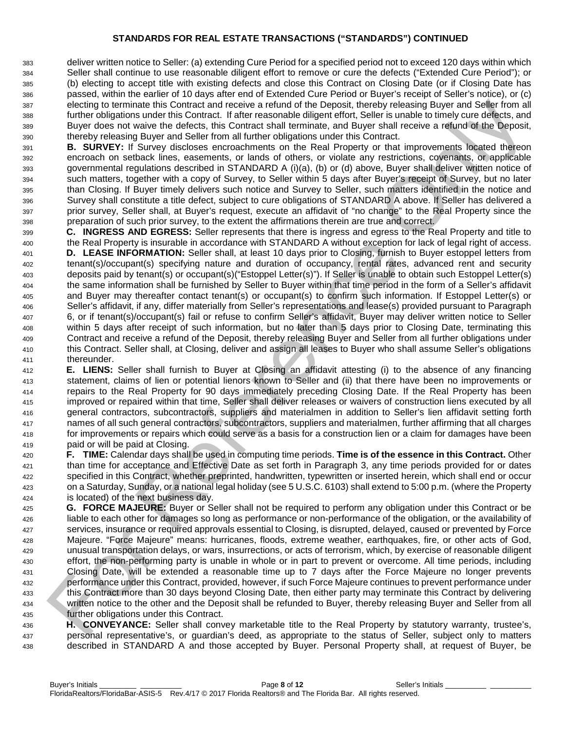## STANDARDS FOR REAL ESTATE TRANSACTIONS ("STANDARDS") CONTINUED

deliver written notice to Seller: (a) extending Cure Period for a specified period not to exceed 120 days within which Seller shall continue to use reasonable diligent effort to remove or cure the defects ("Extended Cure Period"); or (b) electing to accept title with existing defects and close this Contract on Closing Date (or if Closing Date has passed, within the earlier of 10 days after end of Extended Cure Period or Buyer's receipt of Seller's notice), or (c) electing to terminate this Contract and receive a refund of the Deposit, thereby releasing Buyer and Seller from all further obligations under this Contract. If after reasonable diligent effort, Seller is unable to timely cure defects, and Buyer does not waive the defects, this Contract shall terminate, and Buyer shall receive a refund of the Deposit, thereby releasing Buyer and Seller from all further obligations under this Contract.

**B. SURVEY:** If Survey discloses encroachments on the Real Property or that improvements located thereon encroach on setback lines, easements, or lands of others, or violate any restrictions, covenants, or applicable governmental regulations described in STANDARD A (i)(a), (b) or (d) above, Buyer shall deliver written notice of such matters, together with a copy of Survey, to Seller within 5 days after Buyer's receipt of Survey, but no later than Closing. If Buyer timely delivers such notice and Survey to Seller, such matters identified in the notice and Survey shall constitute a title defect, subject to cure obligations of STANDARD A above. If Seller has delivered a prior survey, Seller shall, at Buyer's request, execute an affidavit of "no change" to the Real Property since the preparation of such prior survey, to the extent the affirmations therein are true and correct.

**C. INGRESS AND EGRESS:** Seller represents that there is ingress and egress to the Real Property and title to the Real Property is insurable in accordance with STANDARD A without exception for lack of legal right of access.

**D. LEASE INFORMATION:** Seller shall, at least 10 days prior to Closing, furnish to Buyer estoppel letters from tenant(s)/occupant(s) specifying nature and duration of occupancy, rental rates, advanced rent and security deposits paid by tenant(s) or occupant(s)("Estoppel Letter(s)"). If Seller is unable to obtain such Estoppel Letter(s) the same information shall be furnished by Seller to Buyer within that time period in the form of a Seller's affidavit and Buyer may thereafter contact tenant(s) or occupant(s) to confirm such information. If Estoppel Letter(s) or Seller's affidavit, if any, differ materially from Seller's representations and lease(s) provided pursuant to Paragraph 6, or if tenant(s)/occupant(s) fail or refuse to confirm Seller's affidavit, Buyer may deliver written notice to Seller within 5 days after receipt of such information, but no later than 5 days prior to Closing Date, terminating this Contract and receive a refund of the Deposit, thereby releasing Buyer and Seller from all further obligations under this Contract. Seller shall, at Closing, deliver and assign all leases to Buyer who shall assume Seller's obligations thereunder.

**E. LIENS:** Seller shall furnish to Buyer at Closing an affidavit attesting (i) to the absence of any financing statement, claims of lien or potential lienors known to Seller and (ii) that there have been no improvements or repairs to the Real Property for 90 days immediately preceding Closing Date. If the Real Property has been improved or repaired within that time, Seller shall deliver releases or waivers of construction liens executed by all general contractors, subcontractors, suppliers and materialmen in addition to Seller's lien affidavit setting forth names of all such general contractors, subcontractors, suppliers and materialmen, further affirming that all charges for improvements or repairs which could serve as a basis for a construction lien or a claim for damages have been paid or will be paid at Closing.

**F. TIME:** Calendar days shall be used in computing time periods. **Time is of the essence in this Contract.** Other than time for acceptance and Effective Date as set forth in Paragraph 3, any time periods provided for or dates specified in this Contract, whether preprinted, handwritten, typewritten or inserted herein, which shall end or occur on a Saturday, Sunday, or a national legal holiday (see 5 U.S.C. 6103) shall extend to 5:00 p.m. (where the Property is located) of the next business day.

**G. FORCE MAJEURE:** Buyer or Seller shall not be required to perform any obligation under this Contract or be liable to each other for damages so long as performance or non-performance of the obligation, or the availability of services, insurance or required approvals essential to Closing, is disrupted, delayed, caused or prevented by Force Majeure. "Force Majeure" means: hurricanes, floods, extreme weather, earthquakes, fire, or other acts of God, unusual transportation delays, or wars, insurrections, or acts of terrorism, which, by exercise of reasonable diligent effort, the non-performing party is unable in whole or in part to prevent or overcome. All time periods, including Closing Date, will be extended a reasonable time up to 7 days after the Force Majeure no longer prevents performance under this Contract, provided, however, if such Force Majeure continues to prevent performance under this Contract more than 30 days beyond Closing Date, then either party may terminate this Contract by delivering written notice to the other and the Deposit shall be refunded to Buyer, thereby releasing Buyer and Seller from all further obligations under this Contract.

**H. CONVEYANCE:** Seller shall convey marketable title to the Real Property by statutory warranty, trustee's, personal representative's, or guardian's deed, as appropriate to the status of Seller, subject only to matters described in STANDARD A and those accepted by Buyer. Personal Property shall, at request of Buyer, be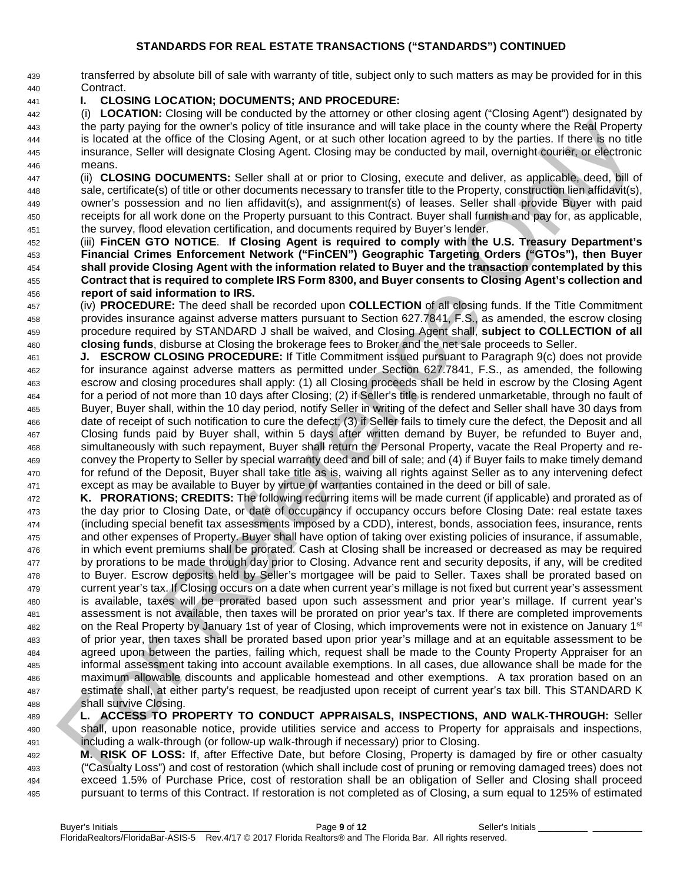## STANDARDS FOR REAL ESTATE TRANSACTIONS ("STANDARDS") CONTINUED

transferred by absolute bill of sale with warranty of title, subject only to such matters as may be provided for in this Contract.

**I. CLOSING LOCATION; DOCUMENTS; AND PROCEDURE:**

(i) **LOCATION:** Closing will be conducted by the attorney or other closing agent ("Closing Agent") designated by the party paying for the owner's policy of title insurance and will take place in the county where the Real Property is located at the office of the Closing Agent, or at such other location agreed to by the parties. If there is no title insurance, Seller will designate Closing Agent. Closing may be conducted by mail, overnight courier, or electronic means.

(ii) **CLOSING DOCUMENTS:** Seller shall at or prior to Closing, execute and deliver, as applicable, deed, bill of sale, certificate(s) of title or other documents necessary to transfer title to the Property, construction lien affidavit(s), owner's possession and no lien affidavit(s), and assignment(s) of leases. Seller shall provide Buyer with paid receipts for all work done on the Property pursuant to this Contract. Buyer shall furnish and pay for, as applicable, the survey, flood elevation certification, and documents required by Buyer's lender.

(iii) **FinCEN GTO NOTICE**. **If Closing Agent is required to comply with the U.S. Treasury Department's Financial Crimes Enforcement Network ("FinCEN") Geographic Targeting Orders ("GTOs"), then Buyer shall provide Closing Agent with the information related to Buyer and the transaction contemplated by this Contract that is required to complete IRS Form 8300, and Buyer consents to Closing Agent's collection and report of said information to IRS.**

(iv) **PROCEDURE:** The deed shall be recorded upon **COLLECTION** of all closing funds. If the Title Commitment provides insurance against adverse matters pursuant to Section 627.7841, F.S., as amended, the escrow closing procedure required by STANDARD J shall be waived, and Closing Agent shall, **subject to COLLECTION of all closing funds**, disburse at Closing the brokerage fees to Broker and the net sale proceeds to Seller.

**J. ESCROW CLOSING PROCEDURE:** If Title Commitment issued pursuant to Paragraph 9(c) does not provide for insurance against adverse matters as permitted under Section 627.7841, F.S., as amended, the following escrow and closing procedures shall apply: (1) all Closing proceeds shall be held in escrow by the Closing Agent for a period of not more than 10 days after Closing; (2) if Seller's title is rendered unmarketable, through no fault of Buyer, Buyer shall, within the 10 day period, notify Seller in writing of the defect and Seller shall have 30 days from date of receipt of such notification to cure the defect; (3) if Seller fails to timely cure the defect, the Deposit and all Closing funds paid by Buyer shall, within 5 days after written demand by Buyer, be refunded to Buyer and, simultaneously with such repayment, Buyer shall return the Personal Property, vacate the Real Property and re-convey the Property to Seller by special warranty deed and bill of sale; and (4) if Buyer fails to make timely demand for refund of the Deposit, Buyer shall take title as is, waiving all rights against Seller as to any intervening defect except as may be available to Buyer by virtue of warranties contained in the deed or bill of sale.

**K. PRORATIONS; CREDITS:** The following recurring items will be made current (if applicable) and prorated as of the day prior to Closing Date, or date of occupancy if occupancy occurs before Closing Date: real estate taxes (including special benefit tax assessments imposed by a CDD), interest, bonds, association fees, insurance, rents and other expenses of Property. Buyer shall have option of taking over existing policies of insurance, if assumable, in which event premiums shall be prorated. Cash at Closing shall be increased or decreased as may be required by prorations to be made through day prior to Closing. Advance rent and security deposits, if any, will be credited to Buyer. Escrow deposits held by Seller's mortgagee will be paid to Seller. Taxes shall be prorated based on current year's tax. If Closing occurs on a date when current year's millage is not fixed but current year's assessment is available, taxes will be prorated based upon such assessment and prior year's millage. If current year's assessment is not available, then taxes will be prorated on prior year's tax. If there are completed improvements on the Real Property by January 1st of year of Closing, which improvements were not in existence on January 1st of prior year, then taxes shall be prorated based upon prior year's millage and at an equitable assessment to be agreed upon between the parties, failing which, request shall be made to the County Property Appraiser for an informal assessment taking into account available exemptions. In all cases, due allowance shall be made for the maximum allowable discounts and applicable homestead and other exemptions. A tax proration based on an estimate shall, at either party's request, be readjusted upon receipt of current year's tax bill. This STANDARD K shall survive Closing.

**L. ACCESS TO PROPERTY TO CONDUCT APPRAISALS, INSPECTIONS, AND WALK-THROUGH:** Seller shall, upon reasonable notice, provide utilities service and access to Property for appraisals and inspections, including a walk-through (or follow-up walk-through if necessary) prior to Closing.

**M. RISK OF LOSS:** If, after Effective Date, but before Closing, Property is damaged by fire or other casualty ("Casualty Loss") and cost of restoration (which shall include cost of pruning or removing damaged trees) does not exceed 1.5% of Purchase Price, cost of restoration shall be an obligation of Seller and Closing shall proceed pursuant to terms of this Contract. If restoration is not completed as of Closing, a sum equal to 125% of estimated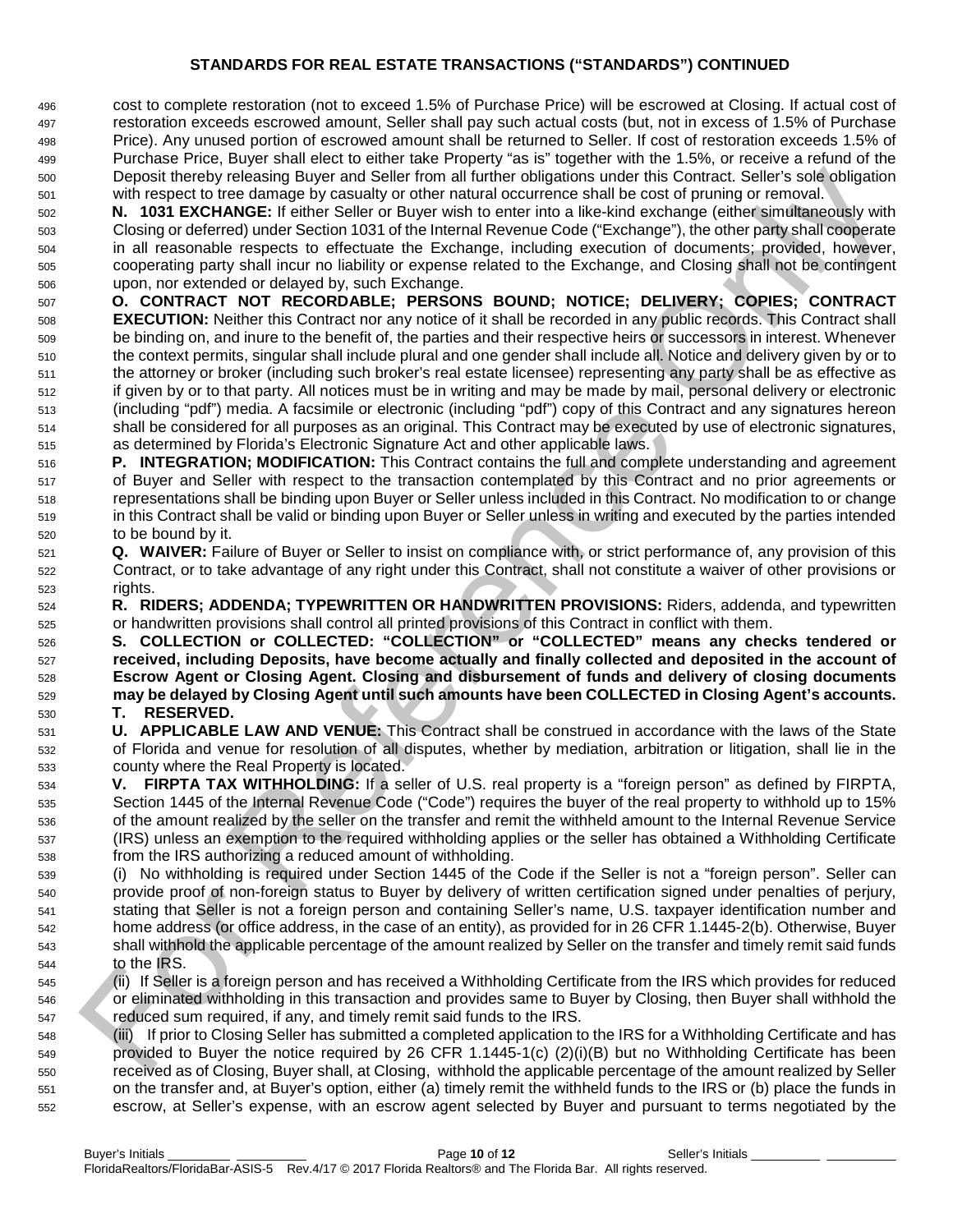## STANDARDS FOR REAL ESTATE TRANSACTIONS ("STANDARDS") CONTINUED

cost to complete restoration (not to exceed 1.5% of Purchase Price) will be escrowed at Closing. If actual cost of restoration exceeds escrowed amount, Seller shall pay such actual costs (but, not in excess of 1.5% of Purchase Price). Any unused portion of escrowed amount shall be returned to Seller. If cost of restoration exceeds 1.5% of Purchase Price, Buyer shall elect to either take Property "as is" together with the 1.5%, or receive a refund of the Deposit thereby releasing Buyer and Seller from all further obligations under this Contract. Seller's sole obligation with respect to tree damage by casualty or other natural occurrence shall be cost of pruning or removal.

**N. 1031 EXCHANGE:** If either Seller or Buyer wish to enter into a like-kind exchange (either simultaneously with Closing or deferred) under Section 1031 of the Internal Revenue Code ("Exchange"), the other party shall cooperate in all reasonable respects to effectuate the Exchange, including execution of documents; provided, however, cooperating party shall incur no liability or expense related to the Exchange, and Closing shall not be contingent upon, nor extended or delayed by, such Exchange.

**O. CONTRACT NOT RECORDABLE; PERSONS BOUND; NOTICE; DELIVERY; COPIES; CONTRACT EXECUTION:** Neither this Contract nor any notice of it shall be recorded in any public records. This Contract shall be binding on, and inure to the benefit of, the parties and their respective heirs or successors in interest. Whenever the context permits, singular shall include plural and one gender shall include all. Notice and delivery given by or to the attorney or broker (including such broker's real estate licensee) representing any party shall be as effective as if given by or to that party. All notices must be in writing and may be made by mail, personal delivery or electronic (including "pdf") media. A facsimile or electronic (including "pdf") copy of this Contract and any signatures hereon shall be considered for all purposes as an original. This Contract may be executed by use of electronic signatures, as determined by Florida's Electronic Signature Act and other applicable laws.

**P. INTEGRATION; MODIFICATION:** This Contract contains the full and complete understanding and agreement of Buyer and Seller with respect to the transaction contemplated by this Contract and no prior agreements or representations shall be binding upon Buyer or Seller unless included in this Contract. No modification to or change in this Contract shall be valid or binding upon Buyer or Seller unless in writing and executed by the parties intended to be bound by it.

**Q. WAIVER:** Failure of Buyer or Seller to insist on compliance with, or strict performance of, any provision of this Contract, or to take advantage of any right under this Contract, shall not constitute a waiver of other provisions or rights.

**R. RIDERS; ADDENDA; TYPEWRITTEN OR HANDWRITTEN PROVISIONS:** Riders, addenda, and typewritten or handwritten provisions shall control all printed provisions of this Contract in conflict with them.

**S. COLLECTION or COLLECTED: "COLLECTION" or "COLLECTED" means any checks tendered or received, including Deposits, have become actually and finally collected and deposited in the account of Escrow Agent or Closing Agent. Closing and disbursement of funds and delivery of closing documents may be delayed by Closing Agent until such amounts have been COLLECTED in Closing Agent's accounts.**

**T. RESERVED.**

**U. APPLICABLE LAW AND VENUE:** This Contract shall be construed in accordance with the laws of the State of Florida and venue for resolution of all disputes, whether by mediation, arbitration or litigation, shall lie in the county where the Real Property is located.

**V. FIRPTA TAX WITHHOLDING:** If a seller of U.S. real property is a "foreign person" as defined by FIRPTA, Section 1445 of the Internal Revenue Code ("Code") requires the buyer of the real property to withhold up to 15% of the amount realized by the seller on the transfer and remit the withheld amount to the Internal Revenue Service (IRS) unless an exemption to the required withholding applies or the seller has obtained a Withholding Certificate from the IRS authorizing a reduced amount of withholding.

(i) No withholding is required under Section 1445 of the Code if the Seller is not a "foreign person". Seller can provide proof of non-foreign status to Buyer by delivery of written certification signed under penalties of perjury, stating that Seller is not a foreign person and containing Seller's name, U.S. taxpayer identification number and home address (or office address, in the case of an entity), as provided for in 26 CFR 1.1445-2(b). Otherwise, Buyer shall withhold the applicable percentage of the amount realized by Seller on the transfer and timely remit said funds to the IRS.

(ii) If Seller is a foreign person and has received a Withholding Certificate from the IRS which provides for reduced or eliminated withholding in this transaction and provides same to Buyer by Closing, then Buyer shall withhold the reduced sum required, if any, and timely remit said funds to the IRS.

(iii) If prior to Closing Seller has submitted a completed application to the IRS for a Withholding Certificate and has provided to Buyer the notice required by 26 CFR 1.1445-1(c) (2)(i)(B) but no Withholding Certificate has been received as of Closing, Buyer shall, at Closing, withhold the applicable percentage of the amount realized by Seller on the transfer and, at Buyer's option, either (a) timely remit the withheld funds to the IRS or (b) place the funds in escrow, at Seller's expense, with an escrow agent selected by Buyer and pursuant to terms negotiated by the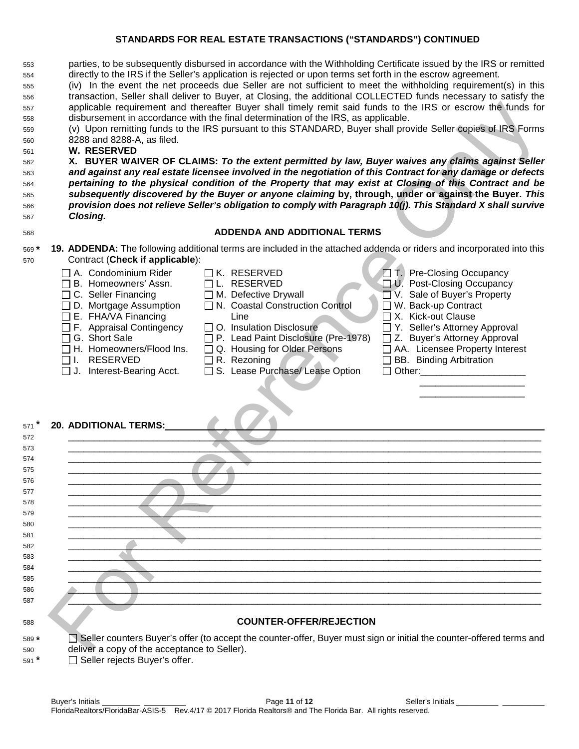## STANDARDS FOR REAL ESTATE TRANSACTIONS ("STANDARDS") CONTINUED

parties, to be subsequently disbursed in accordance with the Withholding Certificate issued by the IRS or remitted directly to the IRS if the Seller's application is rejected or upon terms set forth in the escrow agreement.

(iv) In the event the net proceeds due Seller are not sufficient to meet the withholding requirement(s) in this transaction, Seller shall deliver to Buyer, at Closing, the additional COLLECTED funds necessary to satisfy the applicable requirement and thereafter Buyer shall timely remit said funds to the IRS or escrow the funds for disbursement in accordance with the final determination of the IRS, as applicable.

(v) Upon remitting funds to the IRS pursuant to this STANDARD, Buyer shall provide Seller copies of IRS Forms 8288 and 8288-A, as filed.

**W. RESERVED**

**X. BUYER WAIVER OF CLAIMS:** ***To the extent permitted by law, Buyer waives any claims against Seller and against any real estate licensee involved in the negotiation of this Contract for any damage or defects pertaining to the physical condition of the Property that may exist at Closing of this Contract and be subsequently discovered by the Buyer or anyone claiming*** **by, through, under or against the Buyer.** ***This provision does not relieve Seller's obligation to comply with Paragraph 10(j). This Standard X shall survive Closing.***

### ADDENDA AND ADDITIONAL TERMS

**19. ADDENDA:** The following additional terms are included in the attached addenda or riders and incorporated into this Contract (**Check if applicable**):

- ☐ A. Condominium Rider
- ☐ B. Homeowners' Assn.
- ☐ C. Seller Financing
- ☐ D. Mortgage Assumption
- ☐ E. FHA/VA Financing
- ☐ F. Appraisal Contingency
- ☐ G. Short Sale
- ☐ H. Homeowners/Flood Ins.
- ☐ I. RESERVED
- ☐ J. Interest-Bearing Acct.
- ☐ K. RESERVED
- ☐ L. RESERVED
- ☐ M. Defective Drywall
- ☐ N. Coastal Construction Control Line
- ☐ O. Insulation Disclosure
- ☐ P. Lead Paint Disclosure (Pre-1978)
- ☐ Q. Housing for Older Persons
- ☐ R. Rezoning
- ☐ S. Lease Purchase/ Lease Option
- ☐ T. Pre-Closing Occupancy
- ☐ U. Post-Closing Occupancy
- ☐ V. Sale of Buyer's Property
- ☐ W. Back-up Contract
- ☐ X. Kick-out Clause
- ☐ Y. Seller's Attorney Approval
- ☐ Z. Buyer's Attorney Approval
- ☐ AA. Licensee Property Interest
- ☐ BB. Binding Arbitration
- ☐ Other:____________________

**20. ADDITIONAL TERMS:**______________________________________________________________

### COUNTER-OFFER/REJECTION

☐ Seller counters Buyer's offer (to accept the counter-offer, Buyer must sign or initial the counter-offered terms and deliver a copy of the acceptance to Seller).

☐ Seller rejects Buyer's offer.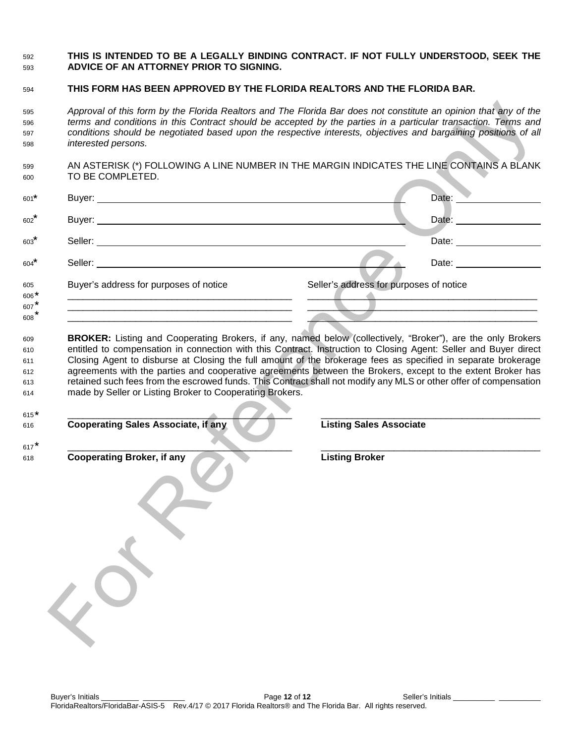592 **THIS IS INTENDED TO BE A LEGALLY BINDING CONTRACT. IF NOT FULLY UNDERSTOOD, SEEK THE**
593 **ADVICE OF AN ATTORNEY PRIOR TO SIGNING.**

594 **THIS FORM HAS BEEN APPROVED BY THE FLORIDA REALTORS AND THE FLORIDA BAR.**

595 *Approval of this form by the Florida Realtors and The Florida Bar does not constitute an opinion that any of the*
596 *terms and conditions in this Contract should be accepted by the parties in a particular transaction. Terms and*
597 *conditions should be negotiated based upon the respective interests, objectives and bargaining positions of all*
598 *interested persons.*

599 AN ASTERISK (*) FOLLOWING A LINE NUMBER IN THE MARGIN INDICATES THE LINE CONTAINS A BLANK
600 TO BE COMPLETED.

601* Buyer: ________________________________________ Date: ______________

602* Buyer: ________________________________________ Date: ______________

603* Seller: ________________________________________ Date: ______________

604* Seller: ________________________________________ Date: ______________

605 Buyer's address for purposes of notice    Seller's address for purposes of notice
606* ________________________________________ ________________________________________
607* ________________________________________ ________________________________________
608* ________________________________________ ________________________________________

609 **BROKER:** Listing and Cooperating Brokers, if any, named below (collectively, "Broker"), are the only Brokers
610 entitled to compensation in connection with this Contract. Instruction to Closing Agent: Seller and Buyer direct
611 Closing Agent to disburse at Closing the full amount of the brokerage fees as specified in separate brokerage
612 agreements with the parties and cooperative agreements between the Brokers, except to the extent Broker has
613 retained such fees from the escrowed funds. This Contract shall not modify any MLS or other offer of compensation
614 made by Seller or Listing Broker to Cooperating Brokers.

615* ________________________________________ ________________________________________
616 **Cooperating Sales Associate, if any**    **Listing Sales Associate**

617* ________________________________________ ________________________________________
618 **Cooperating Broker, if any**    **Listing Broker**

Buyer's Initials __________ __________    Seller's Initials __________ __________
FloridaRealtors/FloridaBar-ASIS-5 Rev.4/17 © 2017 Florida Realtors® and The Florida Bar. All rights reserved.